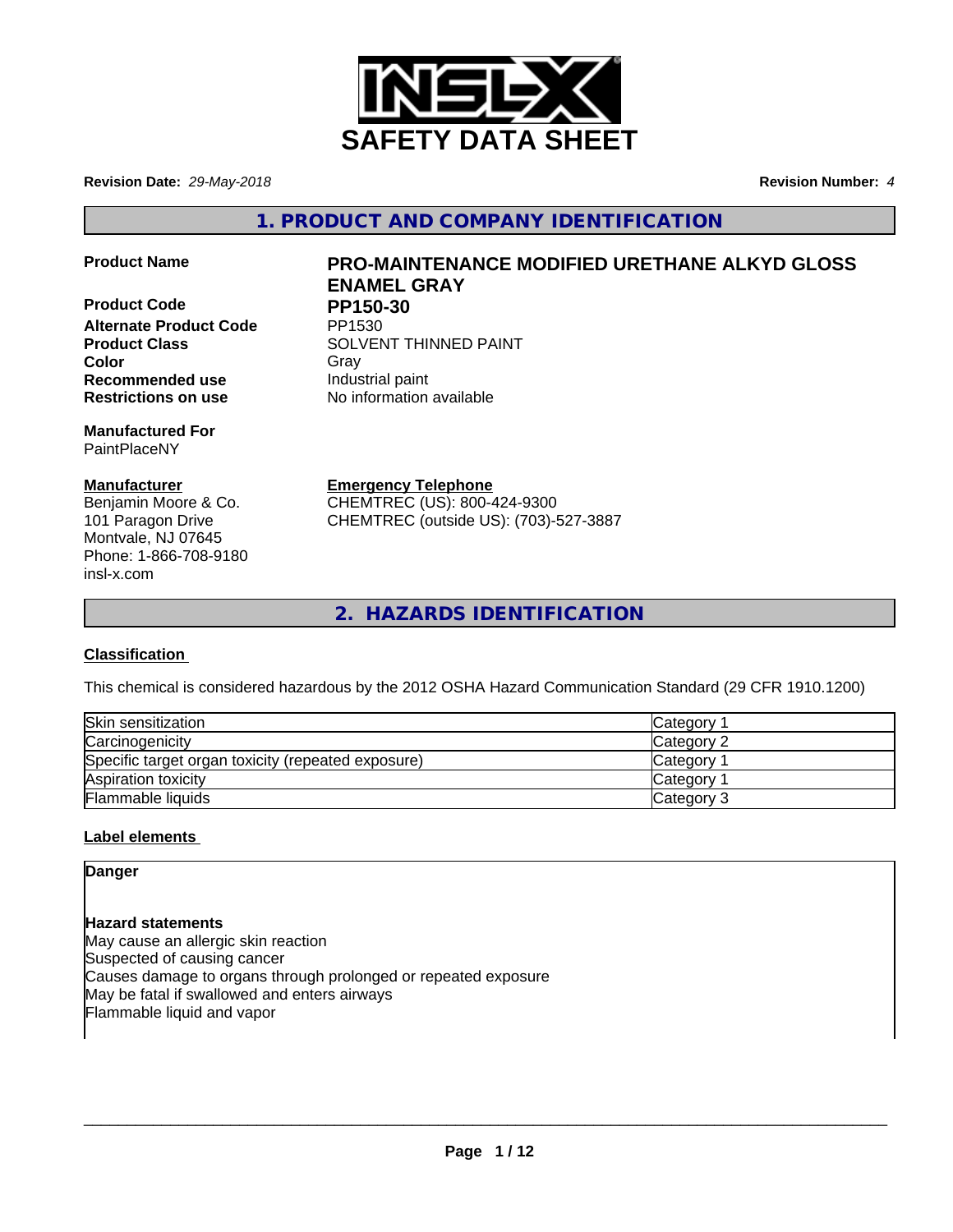# SAFETY DATA SHEET

**Revision Date:** *29-May-2018* **Revision Number:** *4*

## 1. PRODUCT AND COMPANY IDENTIFICATION

**Product Name** **PRO-MAINTENANCE MODIFIED URETHANE ALKYD GLOSS ENAMEL GRAY**

**Product Code** **PP150-30**

**Alternate Product Code** PP1530

**Product Class** SOLVENT THINNED PAINT

**Color** Gray

**Recommended use** Industrial paint

**Restrictions on use** No information available

**Manufactured For**
PaintPlaceNY

**Manufacturer**
Benjamin Moore & Co.
101 Paragon Drive
Montvale, NJ 07645
Phone: 1-866-708-9180
insl-x.com

**Emergency Telephone**
CHEMTREC (US): 800-424-9300
CHEMTREC (outside US): (703)-527-3887

## 2. HAZARDS IDENTIFICATION

**Classification**

This chemical is considered hazardous by the 2012 OSHA Hazard Communication Standard (29 CFR 1910.1200)

| | |
|---|---|
| Skin sensitization | Category 1 |
| Carcinogenicity | Category 2 |
| Specific target organ toxicity (repeated exposure) | Category 1 |
| Aspiration toxicity | Category 1 |
| Flammable liquids | Category 3 |

**Label elements**

**Danger**

**Hazard statements**

May cause an allergic skin reaction
Suspected of causing cancer
Causes damage to organs through prolonged or repeated exposure
May be fatal if swallowed and enters airways
Flammable liquid and vapor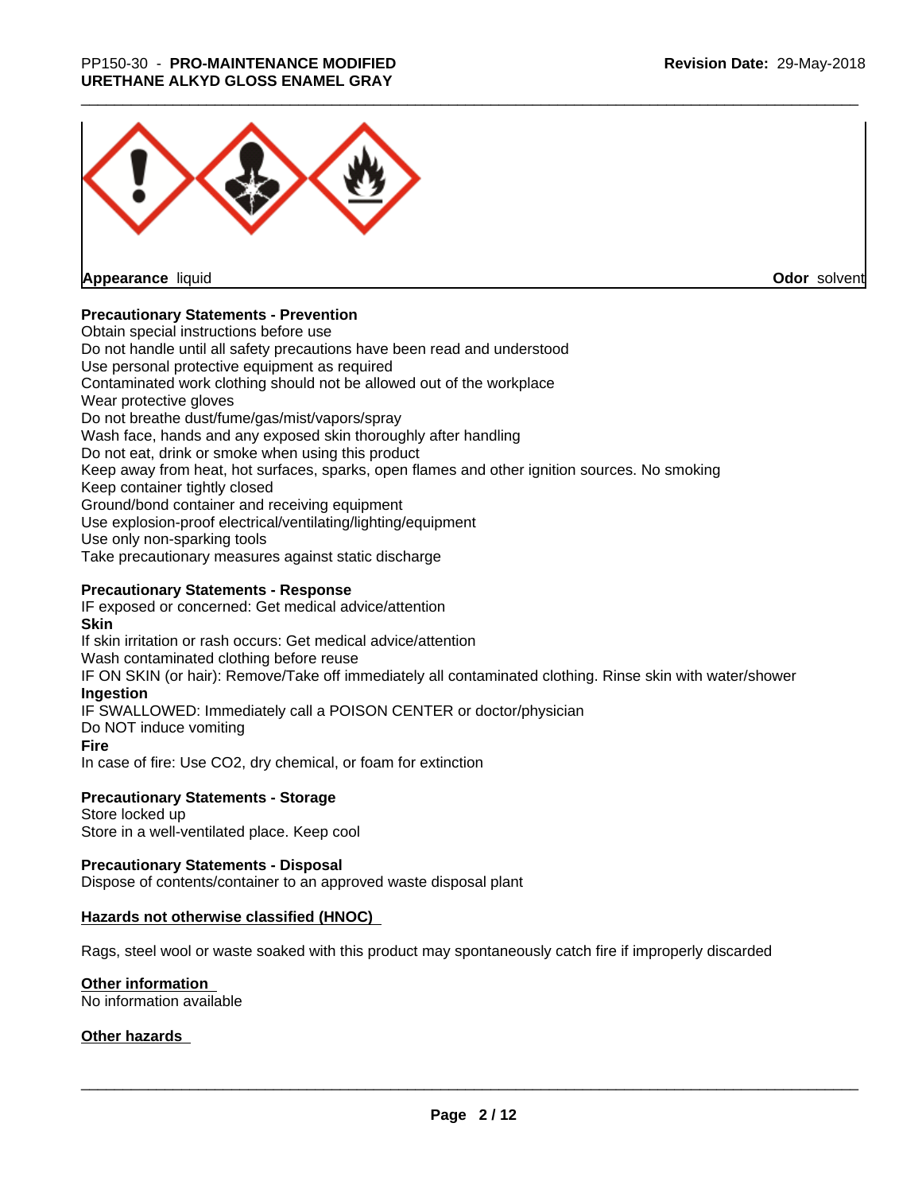**Appearance** liquid

**Odor** solvent

### Precautionary Statements - Prevention

Obtain special instructions before use
Do not handle until all safety precautions have been read and understood
Use personal protective equipment as required
Contaminated work clothing should not be allowed out of the workplace
Wear protective gloves
Do not breathe dust/fume/gas/mist/vapors/spray
Wash face, hands and any exposed skin thoroughly after handling
Do not eat, drink or smoke when using this product
Keep away from heat, hot surfaces, sparks, open flames and other ignition sources. No smoking
Keep container tightly closed
Ground/bond container and receiving equipment
Use explosion-proof electrical/ventilating/lighting/equipment
Use only non-sparking tools
Take precautionary measures against static discharge

### Precautionary Statements - Response

IF exposed or concerned: Get medical advice/attention

**Skin**

If skin irritation or rash occurs: Get medical advice/attention
Wash contaminated clothing before reuse
IF ON SKIN (or hair): Remove/Take off immediately all contaminated clothing. Rinse skin with water/shower

**Ingestion**

IF SWALLOWED: Immediately call a POISON CENTER or doctor/physician
Do NOT induce vomiting

**Fire**

In case of fire: Use CO2, dry chemical, or foam for extinction

### Precautionary Statements - Storage

Store locked up
Store in a well-ventilated place. Keep cool

### Precautionary Statements - Disposal

Dispose of contents/container to an approved waste disposal plant

### Hazards not otherwise classified (HNOC)

Rags, steel wool or waste soaked with this product may spontaneously catch fire if improperly discarded

### Other information

No information available

### Other hazards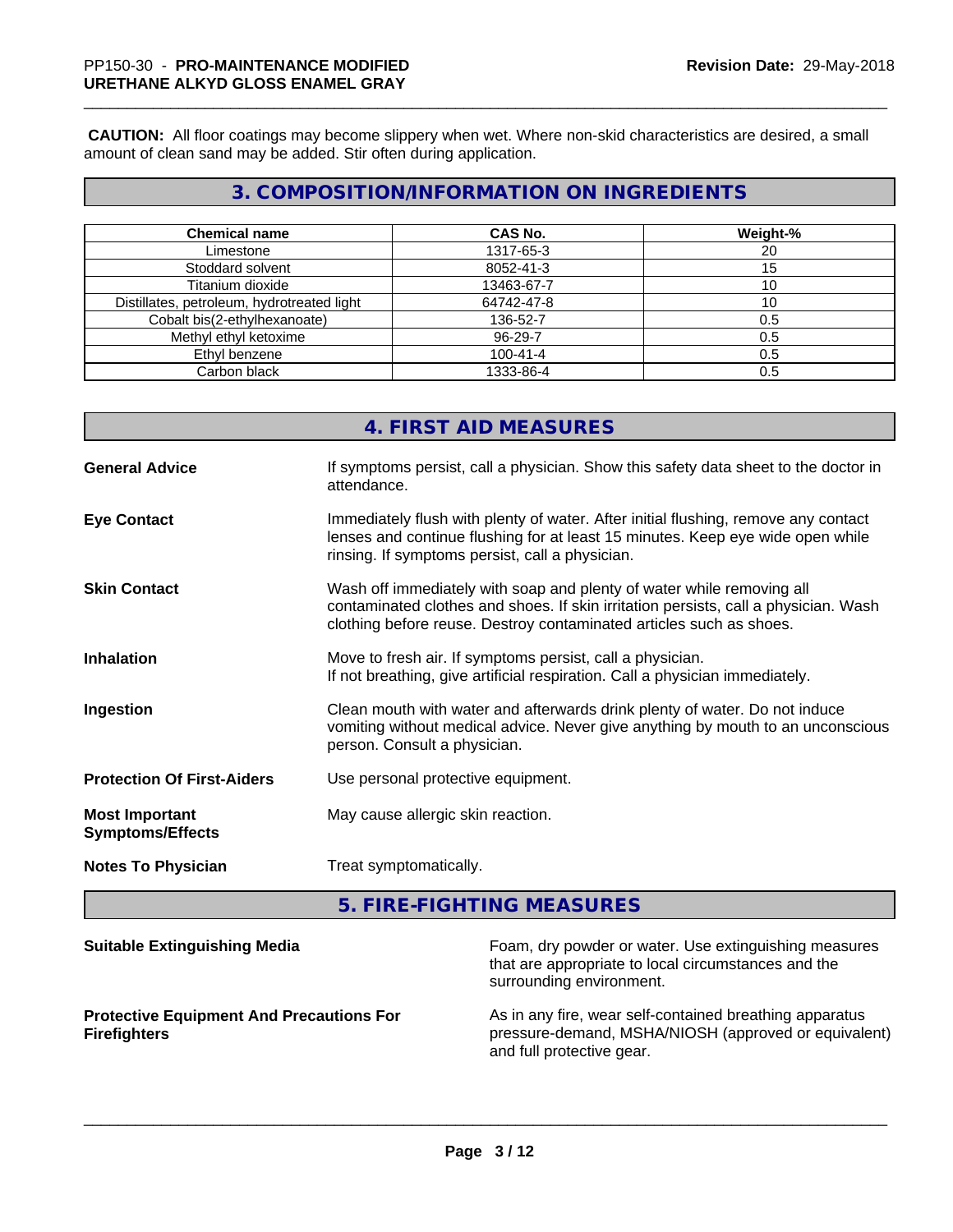**CAUTION:** All floor coatings may become slippery when wet. Where non-skid characteristics are desired, a small amount of clean sand may be added. Stir often during application.

## 3. COMPOSITION/INFORMATION ON INGREDIENTS

| Chemical name | CAS No. | Weight-% |
|---|---|---|
| Limestone | 1317-65-3 | 20 |
| Stoddard solvent | 8052-41-3 | 15 |
| Titanium dioxide | 13463-67-7 | 10 |
| Distillates, petroleum, hydrotreated light | 64742-47-8 | 10 |
| Cobalt bis(2-ethylhexanoate) | 136-52-7 | 0.5 |
| Methyl ethyl ketoxime | 96-29-7 | 0.5 |
| Ethyl benzene | 100-41-4 | 0.5 |
| Carbon black | 1333-86-4 | 0.5 |

## 4. FIRST AID MEASURES

**General Advice**
If symptoms persist, call a physician. Show this safety data sheet to the doctor in attendance.

**Eye Contact**
Immediately flush with plenty of water. After initial flushing, remove any contact lenses and continue flushing for at least 15 minutes. Keep eye wide open while rinsing. If symptoms persist, call a physician.

**Skin Contact**
Wash off immediately with soap and plenty of water while removing all contaminated clothes and shoes. If skin irritation persists, call a physician. Wash clothing before reuse. Destroy contaminated articles such as shoes.

**Inhalation**
Move to fresh air. If symptoms persist, call a physician.
If not breathing, give artificial respiration. Call a physician immediately.

**Ingestion**
Clean mouth with water and afterwards drink plenty of water. Do not induce vomiting without medical advice. Never give anything by mouth to an unconscious person. Consult a physician.

**Protection Of First-Aiders**
Use personal protective equipment.

**Most Important Symptoms/Effects**
May cause allergic skin reaction.

**Notes To Physician**
Treat symptomatically.

## 5. FIRE-FIGHTING MEASURES

**Suitable Extinguishing Media**
Foam, dry powder or water. Use extinguishing measures that are appropriate to local circumstances and the surrounding environment.

**Protective Equipment And Precautions For Firefighters**
As in any fire, wear self-contained breathing apparatus pressure-demand, MSHA/NIOSH (approved or equivalent) and full protective gear.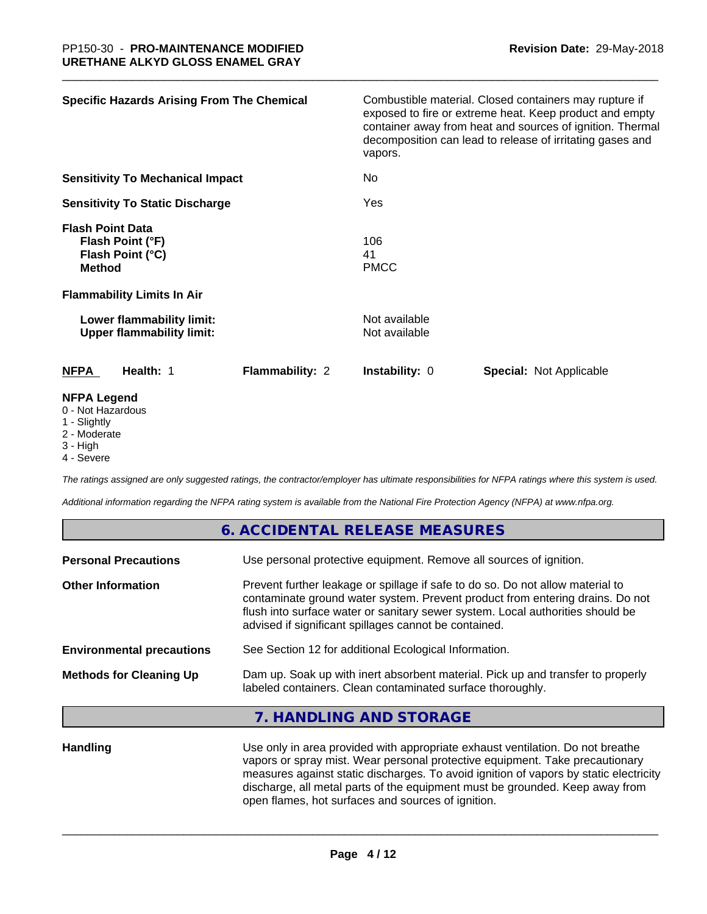**Specific Hazards Arising From The Chemical** — Combustible material. Closed containers may rupture if exposed to fire or extreme heat. Keep product and empty container away from heat and sources of ignition. Thermal decomposition can lead to release of irritating gases and vapors.

**Sensitivity To Mechanical Impact** — No

**Sensitivity To Static Discharge** — Yes

**Flash Point Data**

| | |
|---|---|
| **Flash Point (°F)** | 106 |
| **Flash Point (°C)** | 41 |
| **Method** | PMCC |

**Flammability Limits In Air**

| | |
|---|---|
| **Lower flammability limit:** | Not available |
| **Upper flammability limit:** | Not available |

| NFPA | Health: 1 | Flammability: 2 | Instability: 0 | Special: Not Applicable |
|---|---|---|---|---|

**NFPA Legend**
- 0 - Not Hazardous
- 1 - Slightly
- 2 - Moderate
- 3 - High
- 4 - Severe

*The ratings assigned are only suggested ratings, the contractor/employer has ultimate responsibilities for NFPA ratings where this system is used.*

*Additional information regarding the NFPA rating system is available from the National Fire Protection Agency (NFPA) at www.nfpa.org.*

## 6. ACCIDENTAL RELEASE MEASURES

**Personal Precautions** — Use personal protective equipment. Remove all sources of ignition.

**Other Information** — Prevent further leakage or spillage if safe to do so. Do not allow material to contaminate ground water system. Prevent product from entering drains. Do not flush into surface water or sanitary sewer system. Local authorities should be advised if significant spillages cannot be contained.

**Environmental precautions** — See Section 12 for additional Ecological Information.

**Methods for Cleaning Up** — Dam up. Soak up with inert absorbent material. Pick up and transfer to properly labeled containers. Clean contaminated surface thoroughly.

## 7. HANDLING AND STORAGE

**Handling** — Use only in area provided with appropriate exhaust ventilation. Do not breathe vapors or spray mist. Wear personal protective equipment. Take precautionary measures against static discharges. To avoid ignition of vapors by static electricity discharge, all metal parts of the equipment must be grounded. Keep away from open flames, hot surfaces and sources of ignition.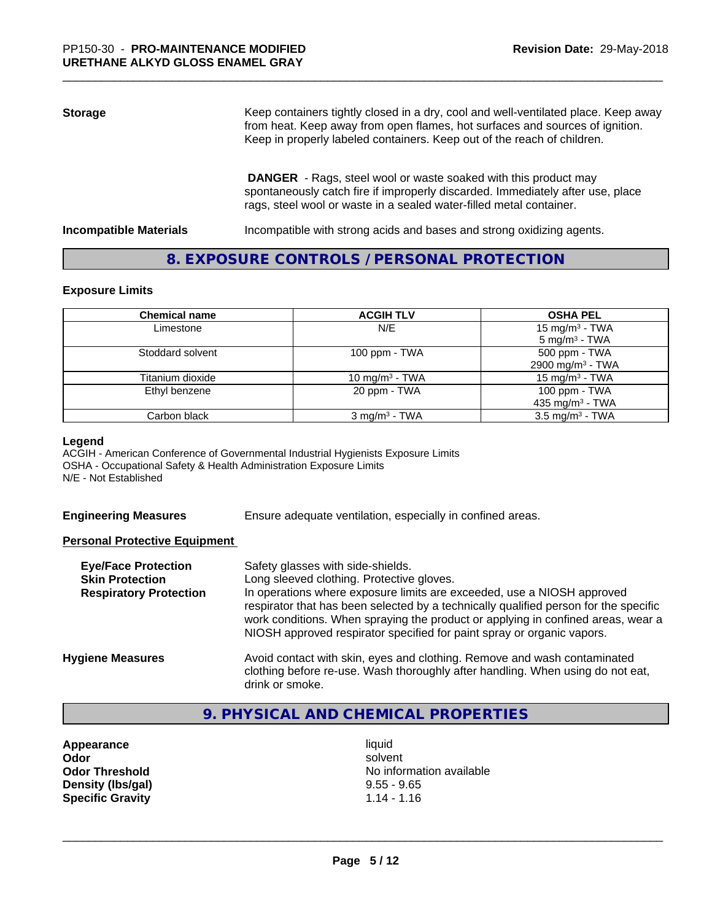**Storage**

Keep containers tightly closed in a dry, cool and well-ventilated place. Keep away from heat. Keep away from open flames, hot surfaces and sources of ignition. Keep in properly labeled containers. Keep out of the reach of children.

**DANGER** - Rags, steel wool or waste soaked with this product may spontaneously catch fire if improperly discarded. Immediately after use, place rags, steel wool or waste in a sealed water-filled metal container.

**Incompatible Materials**

Incompatible with strong acids and bases and strong oxidizing agents.

## 8. EXPOSURE CONTROLS / PERSONAL PROTECTION

### Exposure Limits

| Chemical name | ACGIH TLV | OSHA PEL |
|---|---|---|
| Limestone | N/E | 15 mg/m³ - TWA<br>5 mg/m³ - TWA |
| Stoddard solvent | 100 ppm - TWA | 500 ppm - TWA<br>2900 mg/m³ - TWA |
| Titanium dioxide | 10 mg/m³ - TWA | 15 mg/m³ - TWA |
| Ethyl benzene | 20 ppm - TWA | 100 ppm - TWA<br>435 mg/m³ - TWA |
| Carbon black | 3 mg/m³ - TWA | 3.5 mg/m³ - TWA |

**Legend**
ACGIH - American Conference of Governmental Industrial Hygienists Exposure Limits
OSHA - Occupational Safety & Health Administration Exposure Limits
N/E - Not Established

**Engineering Measures**

Ensure adequate ventilation, especially in confined areas.

**Personal Protective Equipment**

**Eye/Face Protection**
Safety glasses with side-shields.

**Skin Protection**
Long sleeved clothing. Protective gloves.

**Respiratory Protection**
In operations where exposure limits are exceeded, use a NIOSH approved respirator that has been selected by a technically qualified person for the specific work conditions. When spraying the product or applying in confined areas, wear a NIOSH approved respirator specified for paint spray or organic vapors.

**Hygiene Measures**

Avoid contact with skin, eyes and clothing. Remove and wash contaminated clothing before re-use. Wash thoroughly after handling. When using do not eat, drink or smoke.

## 9. PHYSICAL AND CHEMICAL PROPERTIES

| | |
|---|---|
| **Appearance** | liquid |
| **Odor** | solvent |
| **Odor Threshold** | No information available |
| **Density (lbs/gal)** | 9.55 - 9.65 |
| **Specific Gravity** | 1.14 - 1.16 |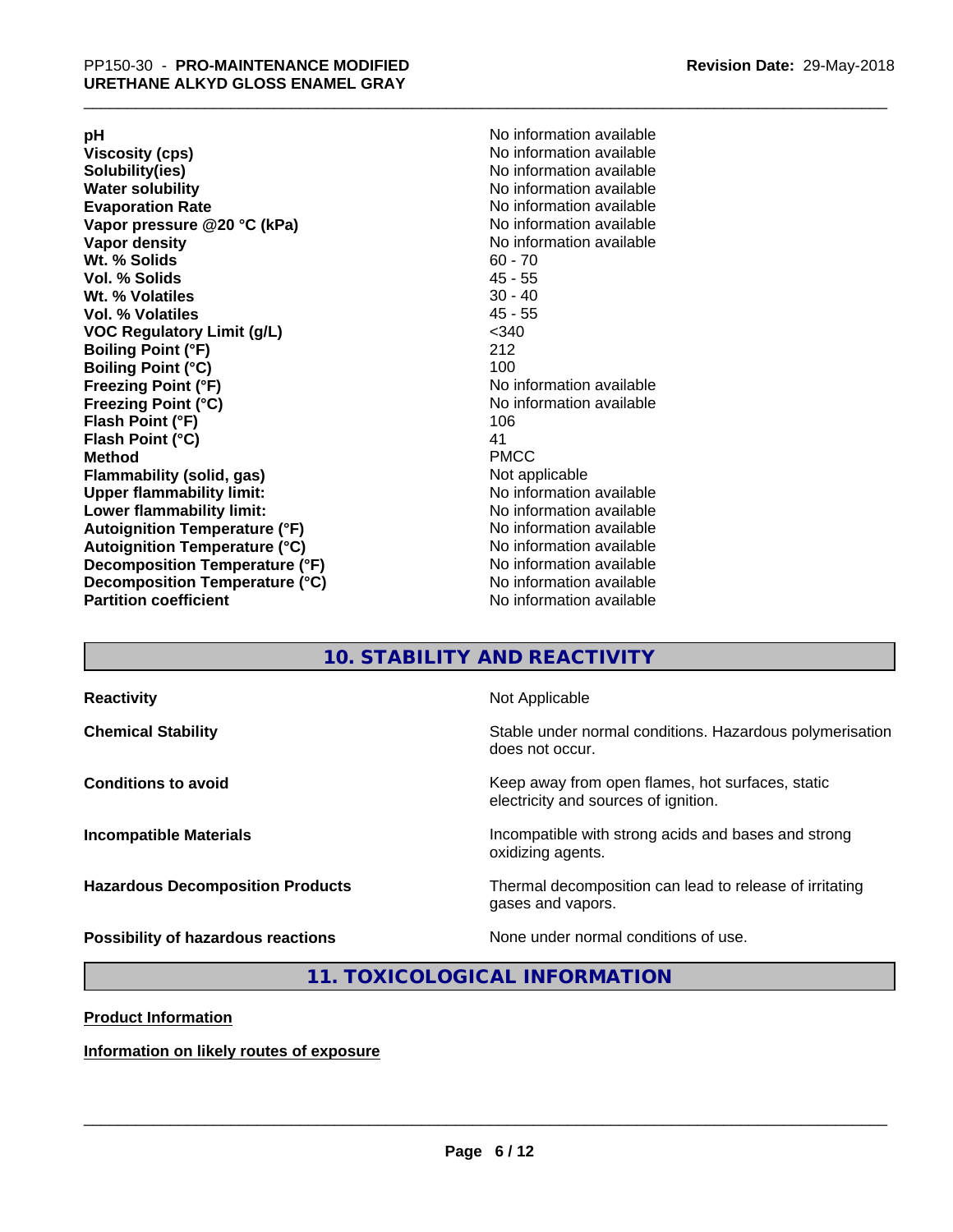| | |
|---|---|
| **pH** | No information available |
| **Viscosity (cps)** | No information available |
| **Solubility(ies)** | No information available |
| **Water solubility** | No information available |
| **Evaporation Rate** | No information available |
| **Vapor pressure @20 °C (kPa)** | No information available |
| **Vapor density** | No information available |
| **Wt. % Solids** | 60 - 70 |
| **Vol. % Solids** | 45 - 55 |
| **Wt. % Volatiles** | 30 - 40 |
| **Vol. % Volatiles** | 45 - 55 |
| **VOC Regulatory Limit (g/L)** | <340 |
| **Boiling Point (°F)** | 212 |
| **Boiling Point (°C)** | 100 |
| **Freezing Point (°F)** | No information available |
| **Freezing Point (°C)** | No information available |
| **Flash Point (°F)** | 106 |
| **Flash Point (°C)** | 41 |
| **Method** | PMCC |
| **Flammability (solid, gas)** | Not applicable |
| **Upper flammability limit:** | No information available |
| **Lower flammability limit:** | No information available |
| **Autoignition Temperature (°F)** | No information available |
| **Autoignition Temperature (°C)** | No information available |
| **Decomposition Temperature (°F)** | No information available |
| **Decomposition Temperature (°C)** | No information available |
| **Partition coefficient** | No information available |

## 10. STABILITY AND REACTIVITY

| | |
|---|---|
| **Reactivity** | Not Applicable |
| **Chemical Stability** | Stable under normal conditions. Hazardous polymerisation does not occur. |
| **Conditions to avoid** | Keep away from open flames, hot surfaces, static electricity and sources of ignition. |
| **Incompatible Materials** | Incompatible with strong acids and bases and strong oxidizing agents. |
| **Hazardous Decomposition Products** | Thermal decomposition can lead to release of irritating gases and vapors. |
| **Possibility of hazardous reactions** | None under normal conditions of use. |

## 11. TOXICOLOGICAL INFORMATION

**Product Information**

**Information on likely routes of exposure**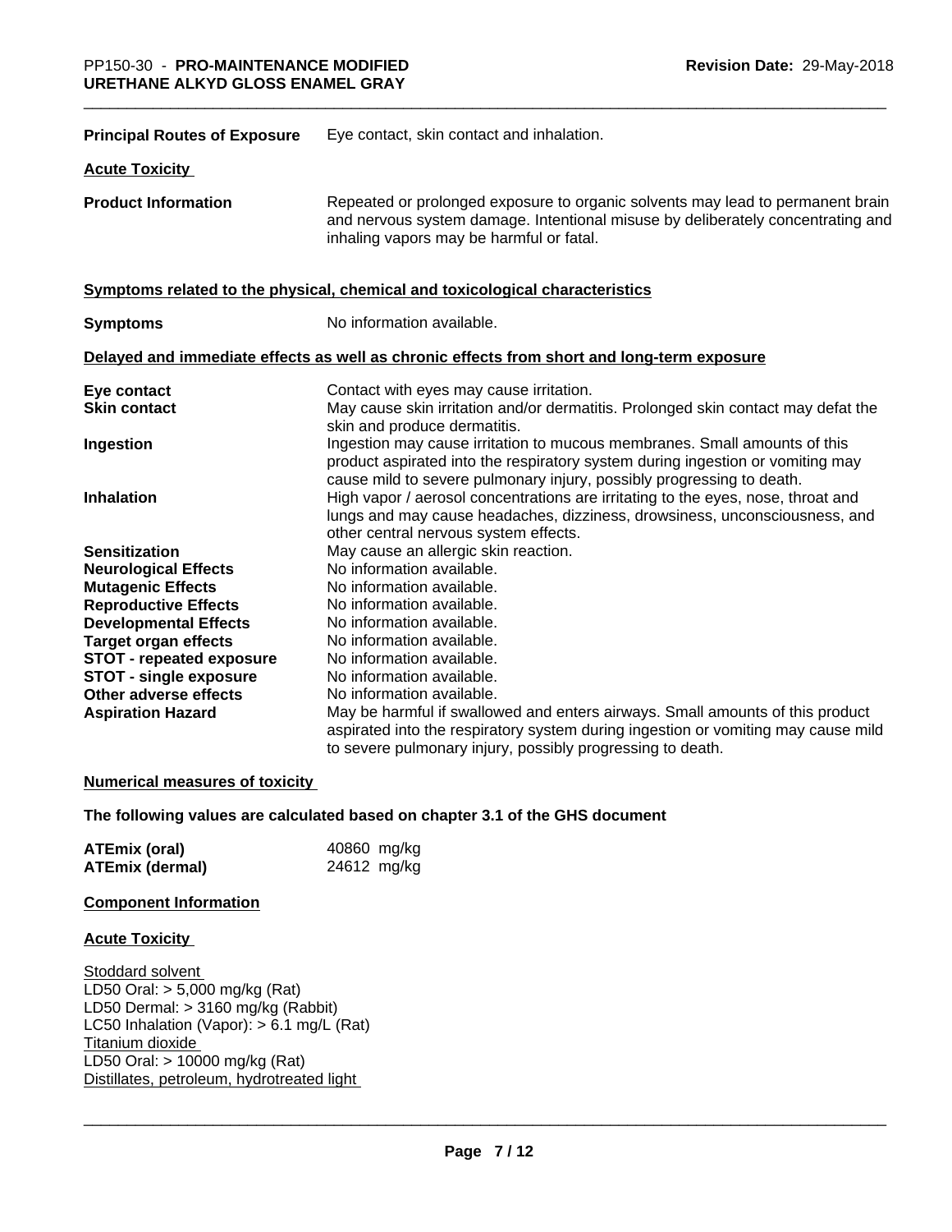| | |
|---|---|
| **Principal Routes of Exposure** | Eye contact, skin contact and inhalation. |

**Acute Toxicity**

| | |
|---|---|
| **Product Information** | Repeated or prolonged exposure to organic solvents may lead to permanent brain and nervous system damage. Intentional misuse by deliberately concentrating and inhaling vapors may be harmful or fatal. |

**Symptoms related to the physical, chemical and toxicological characteristics**

| | |
|---|---|
| **Symptoms** | No information available. |

**Delayed and immediate effects as well as chronic effects from short and long-term exposure**

| | |
|---|---|
| **Eye contact** | Contact with eyes may cause irritation. |
| **Skin contact** | May cause skin irritation and/or dermatitis. Prolonged skin contact may defat the skin and produce dermatitis. |
| **Ingestion** | Ingestion may cause irritation to mucous membranes. Small amounts of this product aspirated into the respiratory system during ingestion or vomiting may cause mild to severe pulmonary injury, possibly progressing to death. |
| **Inhalation** | High vapor / aerosol concentrations are irritating to the eyes, nose, throat and lungs and may cause headaches, dizziness, drowsiness, unconsciousness, and other central nervous system effects. |
| **Sensitization** | May cause an allergic skin reaction. |
| **Neurological Effects** | No information available. |
| **Mutagenic Effects** | No information available. |
| **Reproductive Effects** | No information available. |
| **Developmental Effects** | No information available. |
| **Target organ effects** | No information available. |
| **STOT - repeated exposure** | No information available. |
| **STOT - single exposure** | No information available. |
| **Other adverse effects** | No information available. |
| **Aspiration Hazard** | May be harmful if swallowed and enters airways. Small amounts of this product aspirated into the respiratory system during ingestion or vomiting may cause mild to severe pulmonary injury, possibly progressing to death. |

**Numerical measures of toxicity**

**The following values are calculated based on chapter 3.1 of the GHS document**

| | |
|---|---|
| **ATEmix (oral)** | 40860 mg/kg |
| **ATEmix (dermal)** | 24612 mg/kg |

**Component Information**

**Acute Toxicity**

Stoddard solvent
LD50 Oral: > 5,000 mg/kg (Rat)
LD50 Dermal: > 3160 mg/kg (Rabbit)
LC50 Inhalation (Vapor): > 6.1 mg/L (Rat)
Titanium dioxide
LD50 Oral: > 10000 mg/kg (Rat)
Distillates, petroleum, hydrotreated light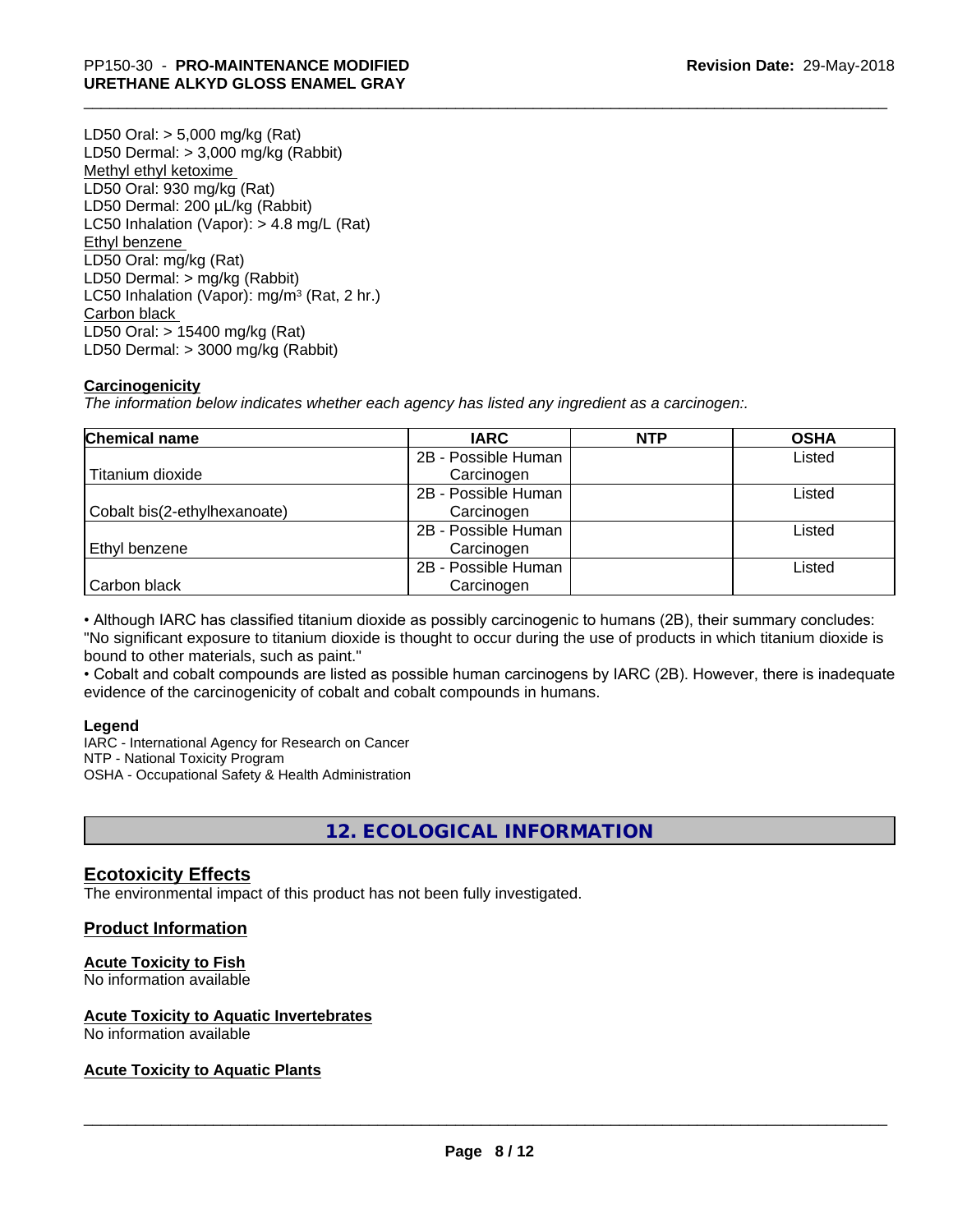LD50 Oral: > 5,000 mg/kg (Rat)
LD50 Dermal: > 3,000 mg/kg (Rabbit)
Methyl ethyl ketoxime
LD50 Oral: 930 mg/kg (Rat)
LD50 Dermal: 200 µL/kg (Rabbit)
LC50 Inhalation (Vapor): > 4.8 mg/L (Rat)
Ethyl benzene
LD50 Oral: mg/kg (Rat)
LD50 Dermal: > mg/kg (Rabbit)
LC50 Inhalation (Vapor): mg/m³ (Rat, 2 hr.)
Carbon black
LD50 Oral: > 15400 mg/kg (Rat)
LD50 Dermal: > 3000 mg/kg (Rabbit)

**Carcinogenicity**

*The information below indicates whether each agency has listed any ingredient as a carcinogen:.*

| Chemical name | IARC | NTP | OSHA |
|---|---|---|---|
| Titanium dioxide | 2B - Possible Human Carcinogen | | Listed |
| Cobalt bis(2-ethylhexanoate) | 2B - Possible Human Carcinogen | | Listed |
| Ethyl benzene | 2B - Possible Human Carcinogen | | Listed |
| Carbon black | 2B - Possible Human Carcinogen | | Listed |

• Although IARC has classified titanium dioxide as possibly carcinogenic to humans (2B), their summary concludes: "No significant exposure to titanium dioxide is thought to occur during the use of products in which titanium dioxide is bound to other materials, such as paint."
• Cobalt and cobalt compounds are listed as possible human carcinogens by IARC (2B). However, there is inadequate evidence of the carcinogenicity of cobalt and cobalt compounds in humans.

**Legend**
IARC - International Agency for Research on Cancer
NTP - National Toxicity Program
OSHA - Occupational Safety & Health Administration

## 12. ECOLOGICAL INFORMATION

### Ecotoxicity Effects

The environmental impact of this product has not been fully investigated.

### Product Information

**Acute Toxicity to Fish**
No information available

**Acute Toxicity to Aquatic Invertebrates**
No information available

**Acute Toxicity to Aquatic Plants**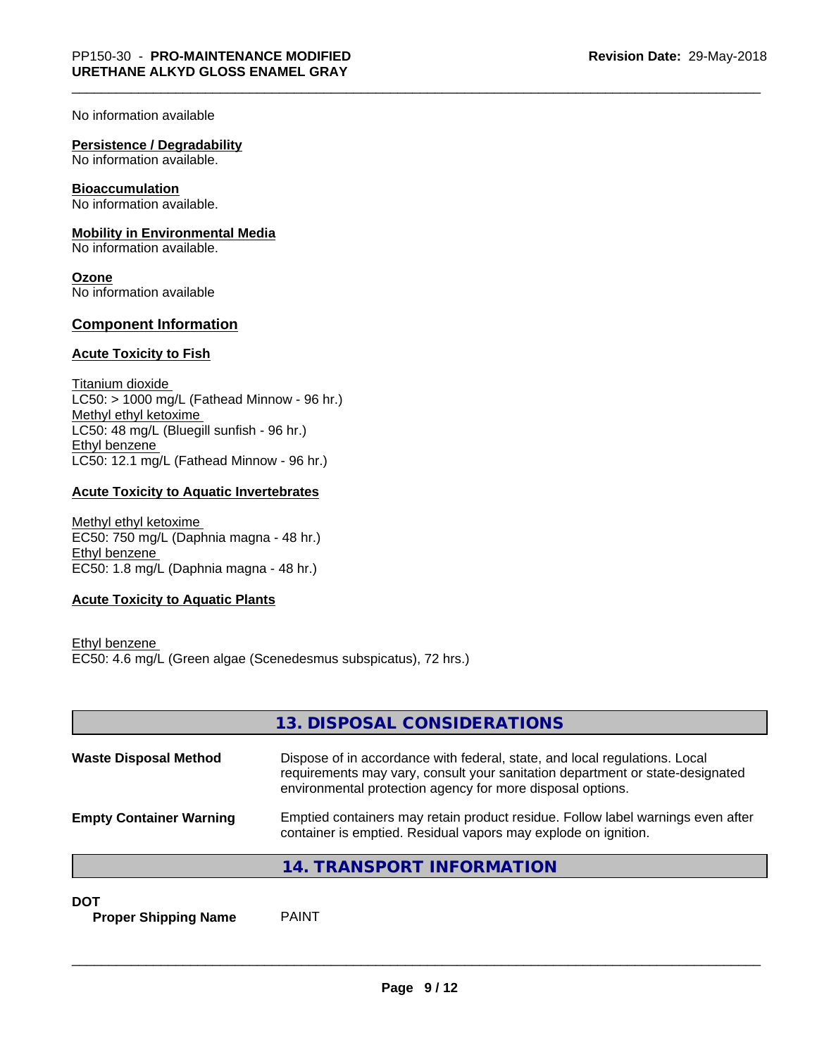No information available

**Persistence / Degradability**
No information available.

**Bioaccumulation**
No information available.

**Mobility in Environmental Media**
No information available.

**Ozone**
No information available

## Component Information

### Acute Toxicity to Fish

Titanium dioxide
LC50: > 1000 mg/L (Fathead Minnow - 96 hr.)
Methyl ethyl ketoxime
LC50: 48 mg/L (Bluegill sunfish - 96 hr.)
Ethyl benzene
LC50: 12.1 mg/L (Fathead Minnow - 96 hr.)

### Acute Toxicity to Aquatic Invertebrates

Methyl ethyl ketoxime
EC50: 750 mg/L (Daphnia magna - 48 hr.)
Ethyl benzene
EC50: 1.8 mg/L (Daphnia magna - 48 hr.)

### Acute Toxicity to Aquatic Plants

Ethyl benzene
EC50: 4.6 mg/L (Green algae (Scenedesmus subspicatus), 72 hrs.)

## 13. DISPOSAL CONSIDERATIONS

| | |
|---|---|
| **Waste Disposal Method** | Dispose of in accordance with federal, state, and local regulations. Local requirements may vary, consult your sanitation department or state-designated environmental protection agency for more disposal options. |
| **Empty Container Warning** | Emptied containers may retain product residue. Follow label warnings even after container is emptied. Residual vapors may explode on ignition. |

## 14. TRANSPORT INFORMATION

**DOT**

| | |
|---|---|
| **Proper Shipping Name** | PAINT |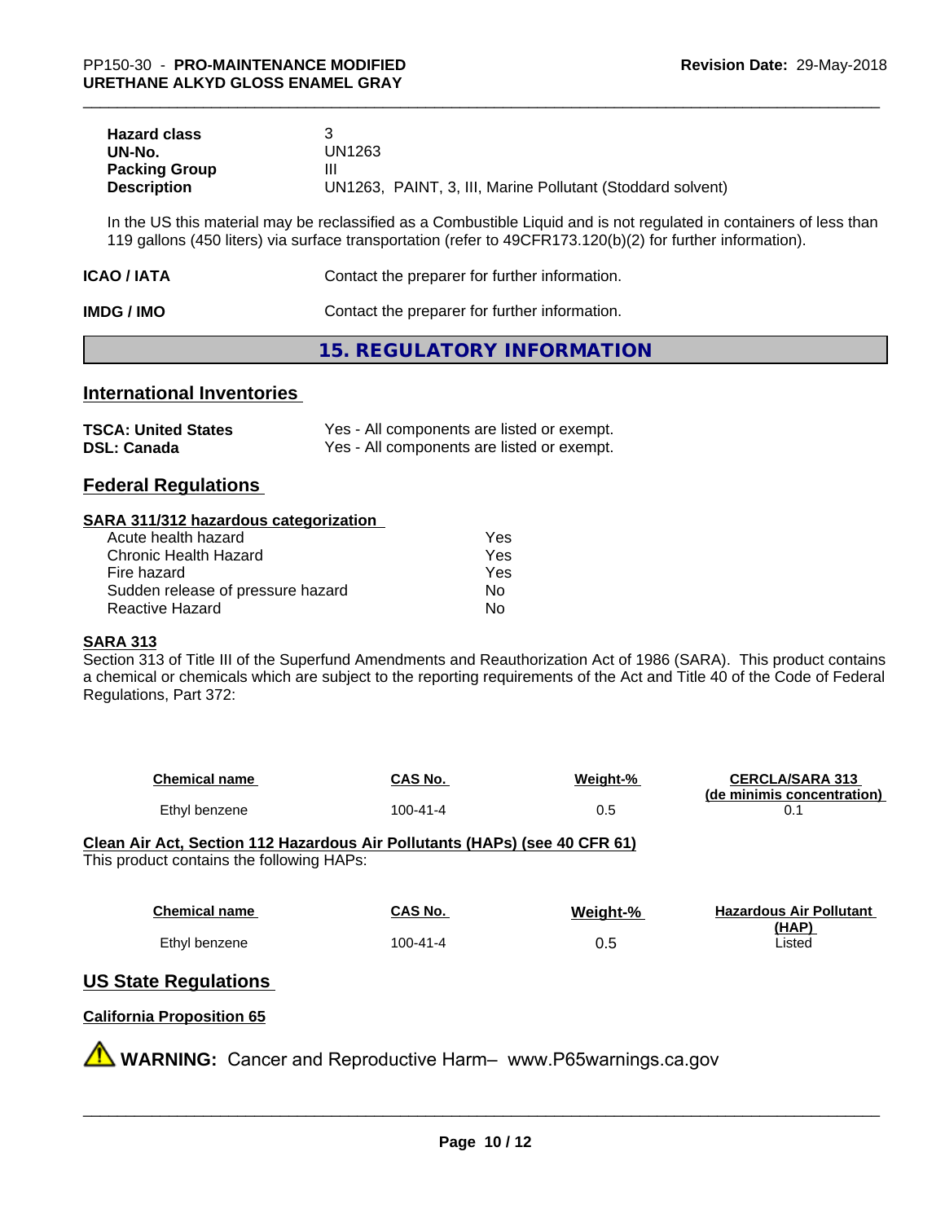| | |
|---|---|
| **Hazard class** | 3 |
| **UN-No.** | UN1263 |
| **Packing Group** | III |
| **Description** | UN1263, PAINT, 3, III, Marine Pollutant (Stoddard solvent) |

In the US this material may be reclassified as a Combustible Liquid and is not regulated in containers of less than 119 gallons (450 liters) via surface transportation (refer to 49CFR173.120(b)(2) for further information).

| | |
|---|---|
| **ICAO / IATA** | Contact the preparer for further information. |
| **IMDG / IMO** | Contact the preparer for further information. |

# 15. REGULATORY INFORMATION

## International Inventories

| | |
|---|---|
| **TSCA: United States** | Yes - All components are listed or exempt. |
| **DSL: Canada** | Yes - All components are listed or exempt. |

## Federal Regulations

**SARA 311/312 hazardous categorization**

| | |
|---|---|
| Acute health hazard | Yes |
| Chronic Health Hazard | Yes |
| Fire hazard | Yes |
| Sudden release of pressure hazard | No |
| Reactive Hazard | No |

**SARA 313**

Section 313 of Title III of the Superfund Amendments and Reauthorization Act of 1986 (SARA). This product contains a chemical or chemicals which are subject to the reporting requirements of the Act and Title 40 of the Code of Federal Regulations, Part 372:

| Chemical name | CAS No. | Weight-% | CERCLA/SARA 313 (de minimis concentration) |
|---|---|---|---|
| Ethyl benzene | 100-41-4 | 0.5 | 0.1 |

**Clean Air Act, Section 112 Hazardous Air Pollutants (HAPs) (see 40 CFR 61)**

This product contains the following HAPs:

| Chemical name | CAS No. | Weight-% | Hazardous Air Pollutant (HAP) |
|---|---|---|---|
| Ethyl benzene | 100-41-4 | 0.5 | Listed |

## US State Regulations

**California Proposition 65**

⚠ **WARNING:** Cancer and Reproductive Harm– www.P65warnings.ca.gov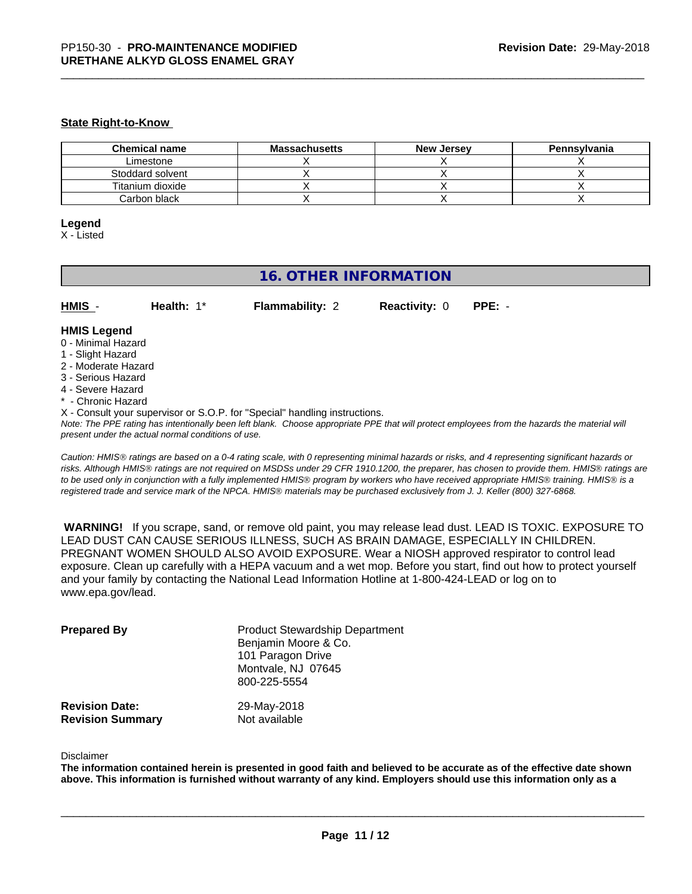**State Right-to-Know**

| Chemical name | Massachusetts | New Jersey | Pennsylvania |
|---|---|---|---|
| Limestone | X | X | X |
| Stoddard solvent | X | X | X |
| Titanium dioxide | X | X | X |
| Carbon black | X | X | X |

**Legend**

X - Listed

## 16. OTHER INFORMATION

**HMIS** - **Health:** 1* **Flammability:** 2 **Reactivity:** 0 **PPE:** -

**HMIS Legend**

0 - Minimal Hazard
1 - Slight Hazard
2 - Moderate Hazard
3 - Serious Hazard
4 - Severe Hazard
* - Chronic Hazard
X - Consult your supervisor or S.O.P. for "Special" handling instructions.

*Note: The PPE rating has intentionally been left blank. Choose appropriate PPE that will protect employees from the hazards the material will present under the actual normal conditions of use.*

*Caution: HMIS® ratings are based on a 0-4 rating scale, with 0 representing minimal hazards or risks, and 4 representing significant hazards or risks. Although HMIS® ratings are not required on MSDSs under 29 CFR 1910.1200, the preparer, has chosen to provide them. HMIS® ratings are to be used only in conjunction with a fully implemented HMIS® program by workers who have received appropriate HMIS® training. HMIS® is a registered trade and service mark of the NPCA. HMIS® materials may be purchased exclusively from J. J. Keller (800) 327-6868.*

**WARNING!** If you scrape, sand, or remove old paint, you may release lead dust. LEAD IS TOXIC. EXPOSURE TO LEAD DUST CAN CAUSE SERIOUS ILLNESS, SUCH AS BRAIN DAMAGE, ESPECIALLY IN CHILDREN. PREGNANT WOMEN SHOULD ALSO AVOID EXPOSURE. Wear a NIOSH approved respirator to control lead exposure. Clean up carefully with a HEPA vacuum and a wet mop. Before you start, find out how to protect yourself and your family by contacting the National Lead Information Hotline at 1-800-424-LEAD or log on to www.epa.gov/lead.

**Prepared By**
Product Stewardship Department
Benjamin Moore & Co.
101 Paragon Drive
Montvale, NJ 07645
800-225-5554

**Revision Date:** 29-May-2018
**Revision Summary** Not available

Disclaimer

**The information contained herein is presented in good faith and believed to be accurate as of the effective date shown above. This information is furnished without warranty of any kind. Employers should use this information only as a**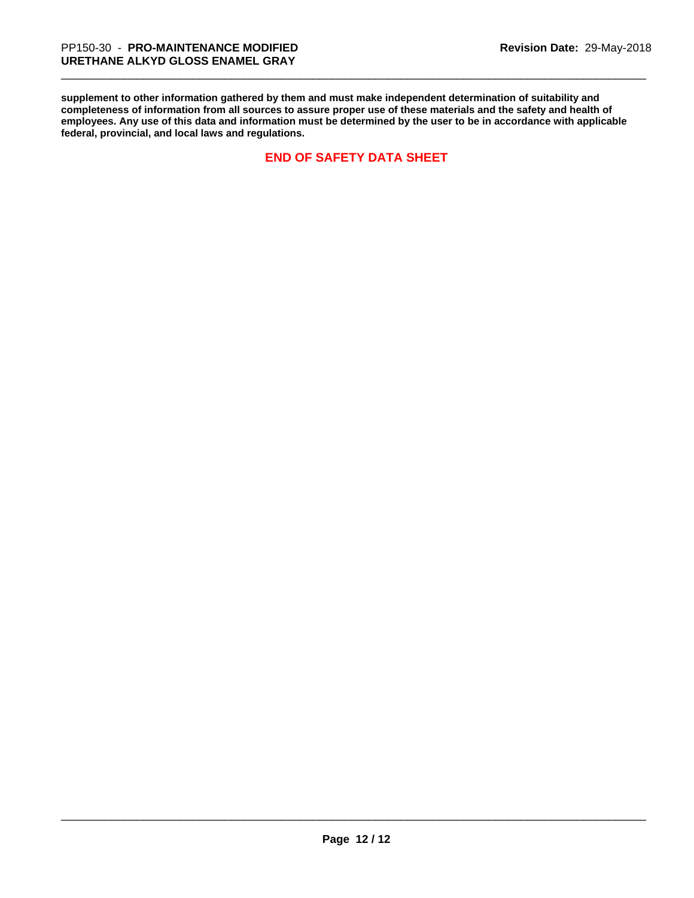**supplement to other information gathered by them and must make independent determination of suitability and completeness of information from all sources to assure proper use of these materials and the safety and health of employees. Any use of this data and information must be determined by the user to be in accordance with applicable federal, provincial, and local laws and regulations.**

**END OF SAFETY DATA SHEET**